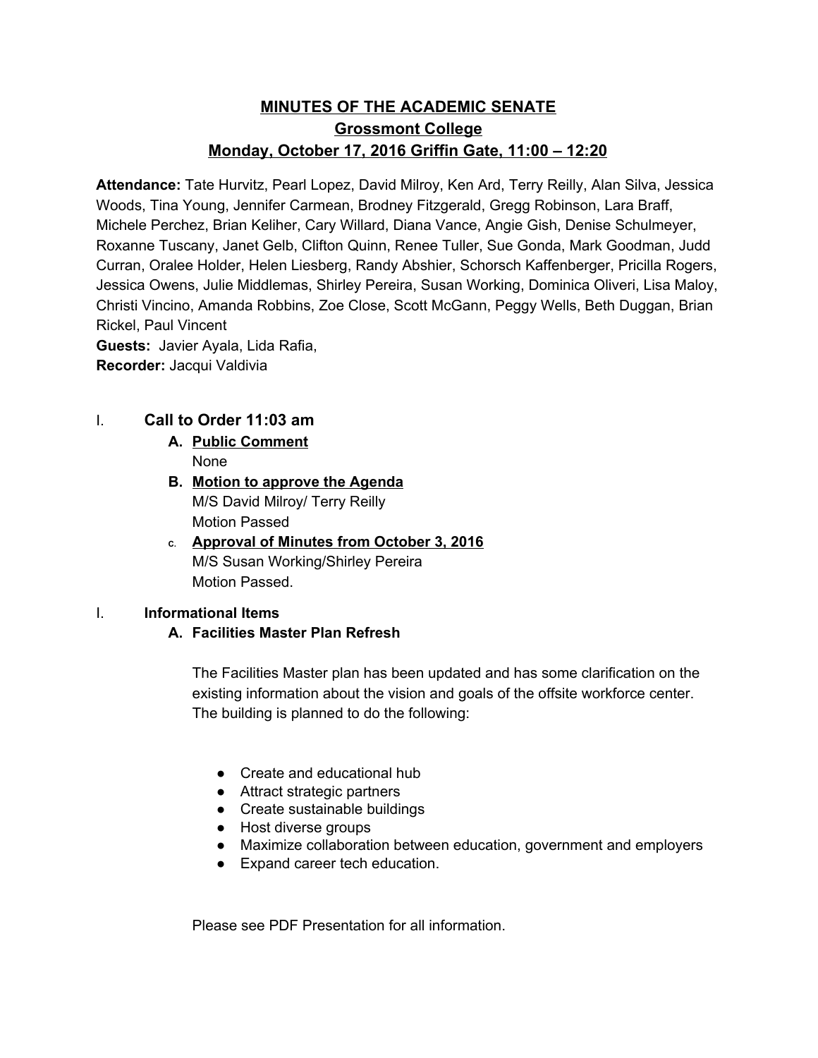# MINUTES OF THE ACADEMIC SENATE
## Grossmont College
## Monday, October 17, 2016 Griffin Gate, 11:00 – 12:20

**Attendance:** Tate Hurvitz, Pearl Lopez, David Milroy, Ken Ard, Terry Reilly, Alan Silva, Jessica Woods, Tina Young, Jennifer Carmean, Brodney Fitzgerald, Gregg Robinson, Lara Braff, Michele Perchez, Brian Keliher, Cary Willard, Diana Vance, Angie Gish, Denise Schulmeyer, Roxanne Tuscany, Janet Gelb, Clifton Quinn, Renee Tuller, Sue Gonda, Mark Goodman, Judd Curran, Oralee Holder, Helen Liesberg, Randy Abshier, Schorsch Kaffenberger, Pricilla Rogers, Jessica Owens, Julie Middlemas, Shirley Pereira, Susan Working, Dominica Oliveri, Lisa Maloy, Christi Vincino, Amanda Robbins, Zoe Close, Scott McGann, Peggy Wells, Beth Duggan, Brian Rickel, Paul Vincent
**Guests:** Javier Ayala, Lida Rafia,
**Recorder:** Jacqui Valdivia

I. **Call to Order 11:03 am**

**A. Public Comment**
None

**B. Motion to approve the Agenda**
M/S David Milroy/ Terry Reilly
Motion Passed

**c. Approval of Minutes from October 3, 2016**
M/S Susan Working/Shirley Pereira
Motion Passed.

I. **Informational Items**

**A. Facilities Master Plan Refresh**

The Facilities Master plan has been updated and has some clarification on the existing information about the vision and goals of the offsite workforce center. The building is planned to do the following:

- Create and educational hub
- Attract strategic partners
- Create sustainable buildings
- Host diverse groups
- Maximize collaboration between education, government and employers
- Expand career tech education.

Please see PDF Presentation for all information.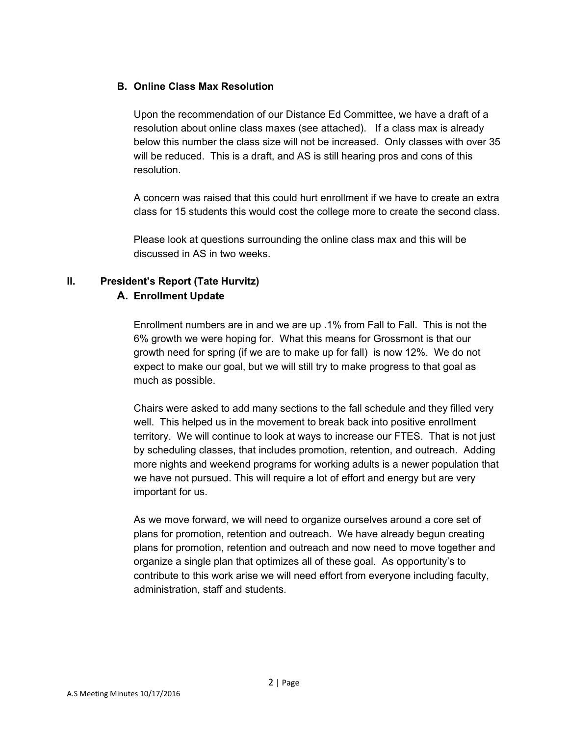### B. Online Class Max Resolution

Upon the recommendation of our Distance Ed Committee, we have a draft of a resolution about online class maxes (see attached). If a class max is already below this number the class size will not be increased. Only classes with over 35 will be reduced. This is a draft, and AS is still hearing pros and cons of this resolution.

A concern was raised that this could hurt enrollment if we have to create an extra class for 15 students this would cost the college more to create the second class.

Please look at questions surrounding the online class max and this will be discussed in AS in two weeks.

## II. President's Report (Tate Hurvitz)

### A. Enrollment Update

Enrollment numbers are in and we are up .1% from Fall to Fall. This is not the 6% growth we were hoping for. What this means for Grossmont is that our growth need for spring (if we are to make up for fall) is now 12%. We do not expect to make our goal, but we will still try to make progress to that goal as much as possible.

Chairs were asked to add many sections to the fall schedule and they filled very well. This helped us in the movement to break back into positive enrollment territory. We will continue to look at ways to increase our FTES. That is not just by scheduling classes, that includes promotion, retention, and outreach. Adding more nights and weekend programs for working adults is a newer population that we have not pursued. This will require a lot of effort and energy but are very important for us.

As we move forward, we will need to organize ourselves around a core set of plans for promotion, retention and outreach. We have already begun creating plans for promotion, retention and outreach and now need to move together and organize a single plan that optimizes all of these goal. As opportunity's to contribute to this work arise we will need effort from everyone including faculty, administration, staff and students.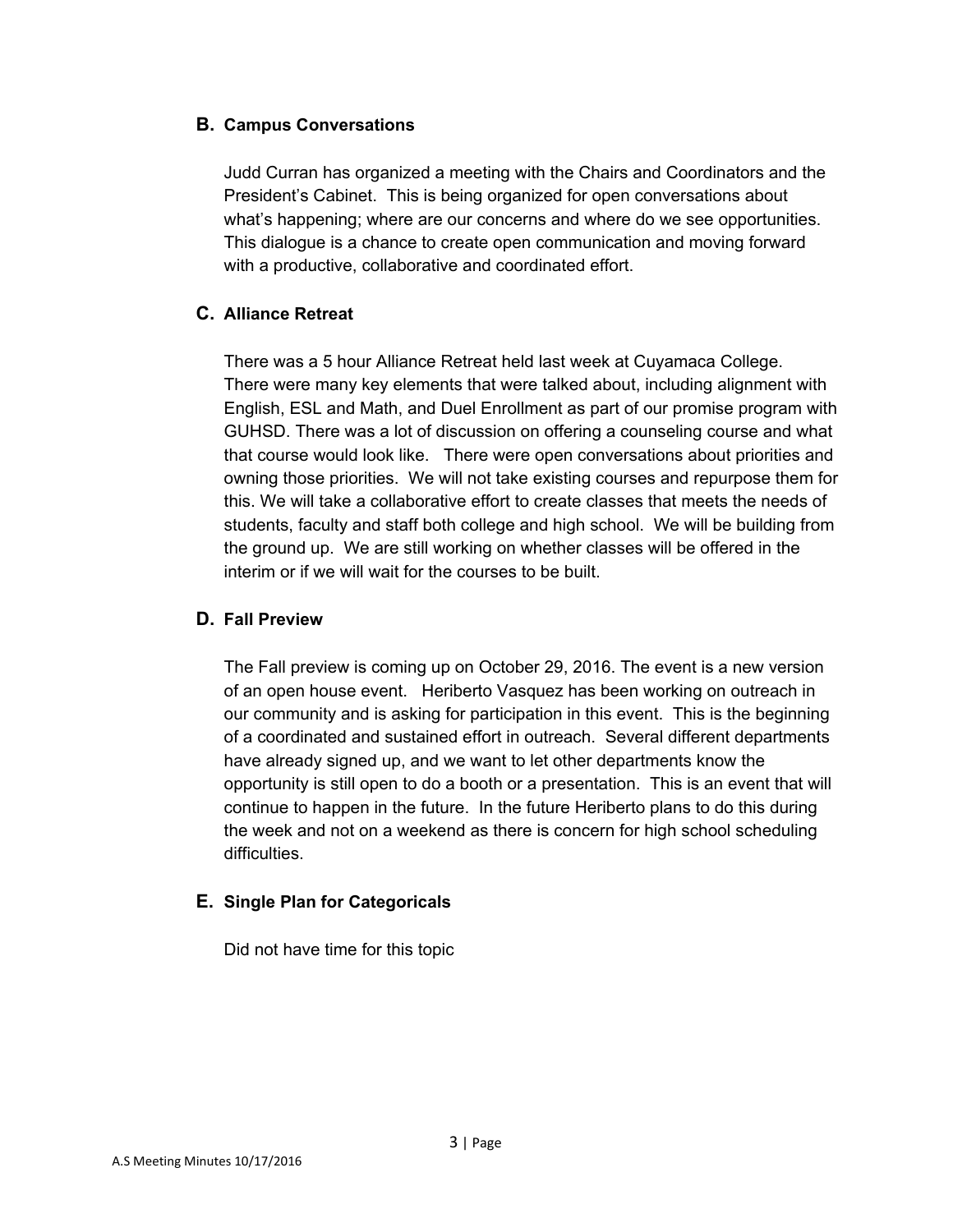### B. Campus Conversations

Judd Curran has organized a meeting with the Chairs and Coordinators and the President's Cabinet. This is being organized for open conversations about what's happening; where are our concerns and where do we see opportunities. This dialogue is a chance to create open communication and moving forward with a productive, collaborative and coordinated effort.

### C. Alliance Retreat

There was a 5 hour Alliance Retreat held last week at Cuyamaca College. There were many key elements that were talked about, including alignment with English, ESL and Math, and Duel Enrollment as part of our promise program with GUHSD. There was a lot of discussion on offering a counseling course and what that course would look like. There were open conversations about priorities and owning those priorities. We will not take existing courses and repurpose them for this. We will take a collaborative effort to create classes that meets the needs of students, faculty and staff both college and high school. We will be building from the ground up. We are still working on whether classes will be offered in the interim or if we will wait for the courses to be built.

### D. Fall Preview

The Fall preview is coming up on October 29, 2016. The event is a new version of an open house event. Heriberto Vasquez has been working on outreach in our community and is asking for participation in this event. This is the beginning of a coordinated and sustained effort in outreach. Several different departments have already signed up, and we want to let other departments know the opportunity is still open to do a booth or a presentation. This is an event that will continue to happen in the future. In the future Heriberto plans to do this during the week and not on a weekend as there is concern for high school scheduling difficulties.

### E. Single Plan for Categoricals

Did not have time for this topic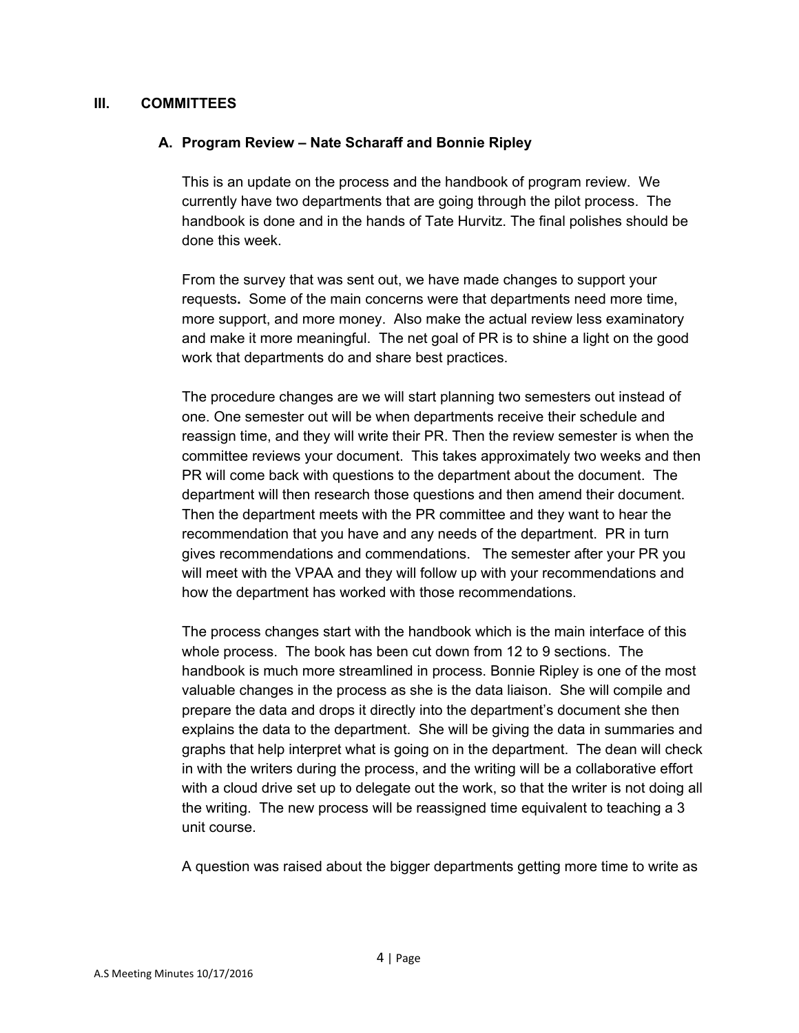## III. COMMITTEES

### A. Program Review – Nate Scharaff and Bonnie Ripley

This is an update on the process and the handbook of program review. We currently have two departments that are going through the pilot process. The handbook is done and in the hands of Tate Hurvitz. The final polishes should be done this week.

From the survey that was sent out, we have made changes to support your requests**.** Some of the main concerns were that departments need more time, more support, and more money. Also make the actual review less examinatory and make it more meaningful. The net goal of PR is to shine a light on the good work that departments do and share best practices.

The procedure changes are we will start planning two semesters out instead of one. One semester out will be when departments receive their schedule and reassign time, and they will write their PR. Then the review semester is when the committee reviews your document. This takes approximately two weeks and then PR will come back with questions to the department about the document. The department will then research those questions and then amend their document. Then the department meets with the PR committee and they want to hear the recommendation that you have and any needs of the department. PR in turn gives recommendations and commendations. The semester after your PR you will meet with the VPAA and they will follow up with your recommendations and how the department has worked with those recommendations.

The process changes start with the handbook which is the main interface of this whole process. The book has been cut down from 12 to 9 sections. The handbook is much more streamlined in process. Bonnie Ripley is one of the most valuable changes in the process as she is the data liaison. She will compile and prepare the data and drops it directly into the department's document she then explains the data to the department. She will be giving the data in summaries and graphs that help interpret what is going on in the department. The dean will check in with the writers during the process, and the writing will be a collaborative effort with a cloud drive set up to delegate out the work, so that the writer is not doing all the writing. The new process will be reassigned time equivalent to teaching a 3 unit course.

A question was raised about the bigger departments getting more time to write as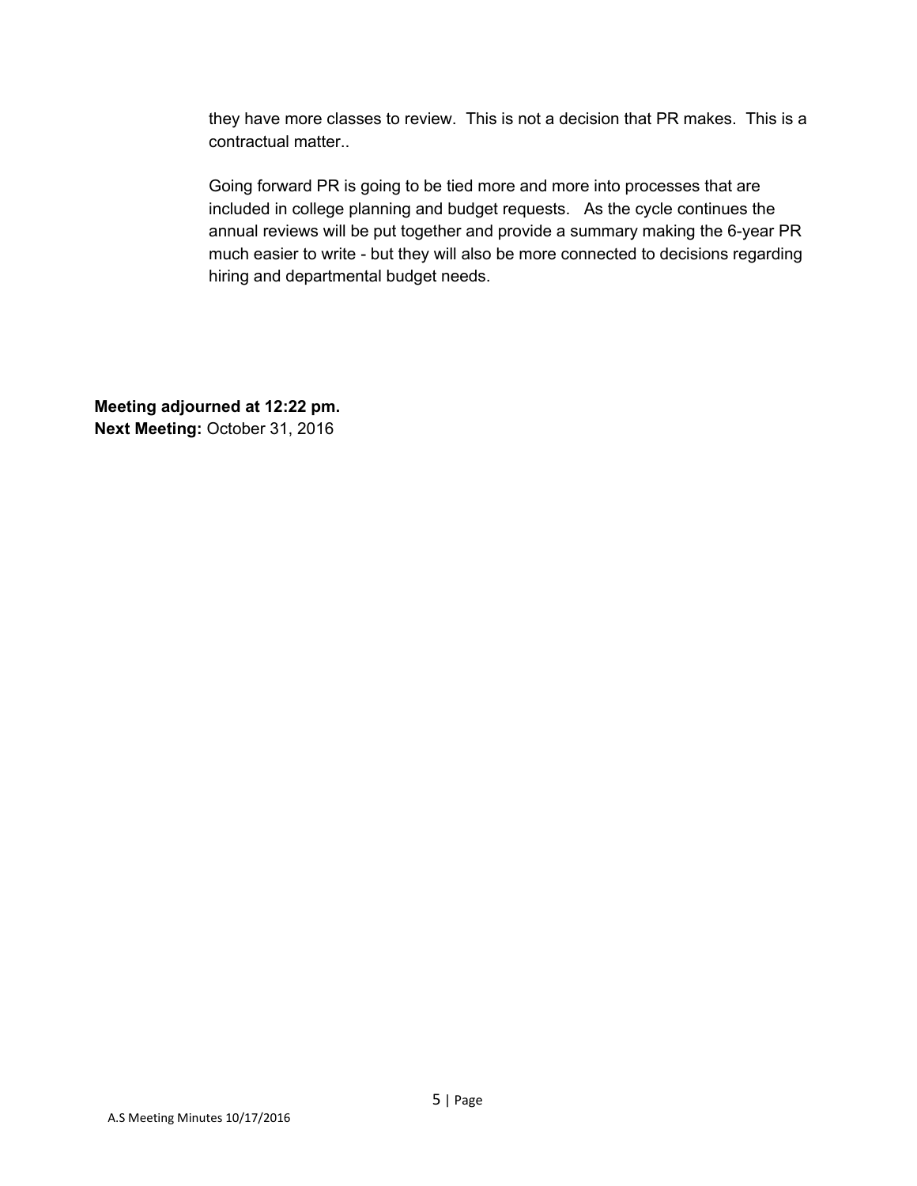they have more classes to review. This is not a decision that PR makes. This is a contractual matter..

Going forward PR is going to be tied more and more into processes that are included in college planning and budget requests. As the cycle continues the annual reviews will be put together and provide a summary making the 6-year PR much easier to write - but they will also be more connected to decisions regarding hiring and departmental budget needs.

**Meeting adjourned at 12:22 pm.**
**Next Meeting:** October 31, 2016